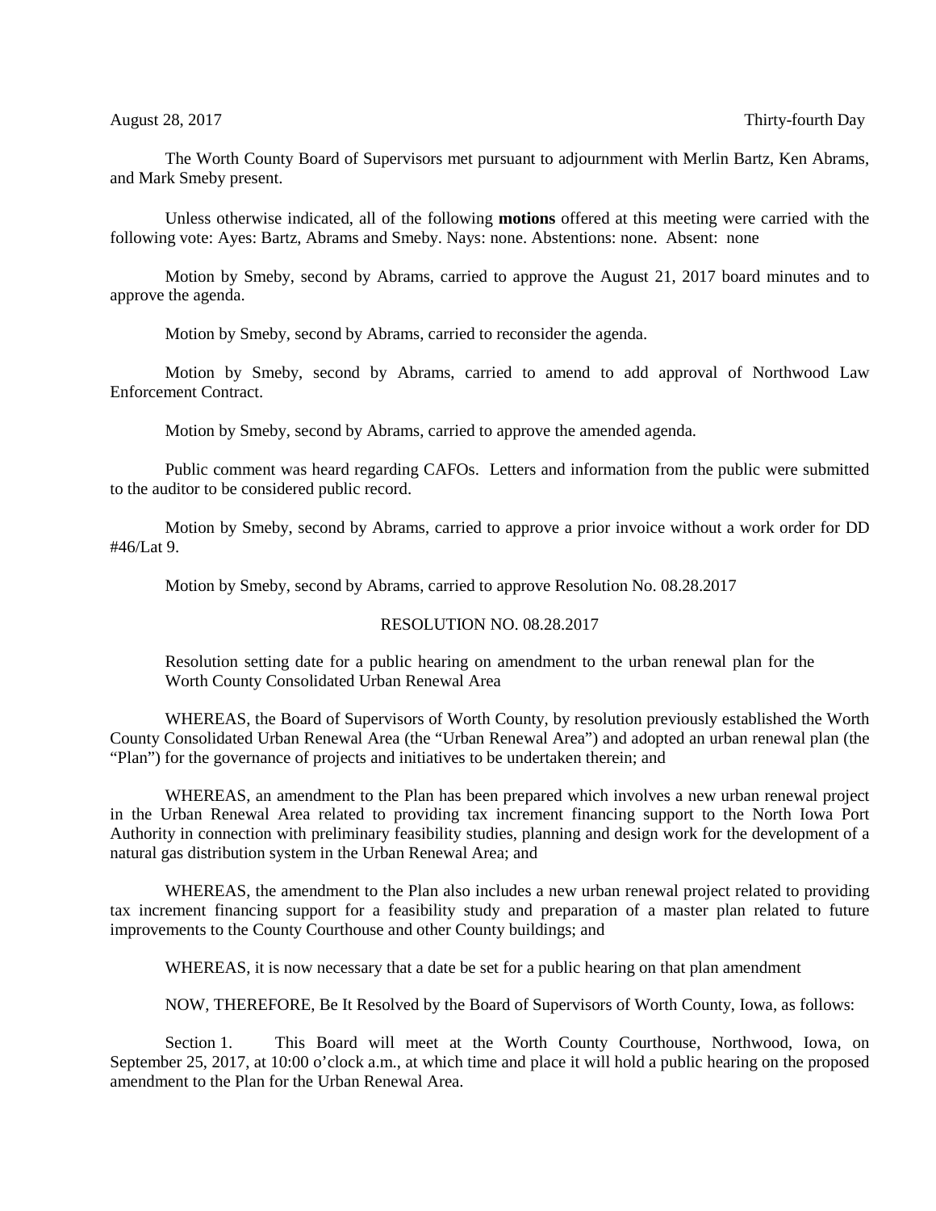August 28, 2017 Thirty-fourth Day

The Worth County Board of Supervisors met pursuant to adjournment with Merlin Bartz, Ken Abrams, and Mark Smeby present.

Unless otherwise indicated, all of the following **motions** offered at this meeting were carried with the following vote: Ayes: Bartz, Abrams and Smeby. Nays: none. Abstentions: none. Absent: none

Motion by Smeby, second by Abrams, carried to approve the August 21, 2017 board minutes and to approve the agenda.

Motion by Smeby, second by Abrams, carried to reconsider the agenda.

Motion by Smeby, second by Abrams, carried to amend to add approval of Northwood Law Enforcement Contract.

Motion by Smeby, second by Abrams, carried to approve the amended agenda.

Public comment was heard regarding CAFOs. Letters and information from the public were submitted to the auditor to be considered public record.

Motion by Smeby, second by Abrams, carried to approve a prior invoice without a work order for DD #46/Lat 9.

Motion by Smeby, second by Abrams, carried to approve Resolution No. 08.28.2017

RESOLUTION NO. 08.28.2017

Resolution setting date for a public hearing on amendment to the urban renewal plan for the Worth County Consolidated Urban Renewal Area

WHEREAS, the Board of Supervisors of Worth County, by resolution previously established the Worth County Consolidated Urban Renewal Area (the "Urban Renewal Area") and adopted an urban renewal plan (the "Plan") for the governance of projects and initiatives to be undertaken therein; and

WHEREAS, an amendment to the Plan has been prepared which involves a new urban renewal project in the Urban Renewal Area related to providing tax increment financing support to the North Iowa Port Authority in connection with preliminary feasibility studies, planning and design work for the development of a natural gas distribution system in the Urban Renewal Area; and

WHEREAS, the amendment to the Plan also includes a new urban renewal project related to providing tax increment financing support for a feasibility study and preparation of a master plan related to future improvements to the County Courthouse and other County buildings; and

WHEREAS, it is now necessary that a date be set for a public hearing on that plan amendment

NOW, THEREFORE, Be It Resolved by the Board of Supervisors of Worth County, Iowa, as follows:

Section 1. This Board will meet at the Worth County Courthouse, Northwood, Iowa, on September 25, 2017, at 10:00 o'clock a.m., at which time and place it will hold a public hearing on the proposed amendment to the Plan for the Urban Renewal Area.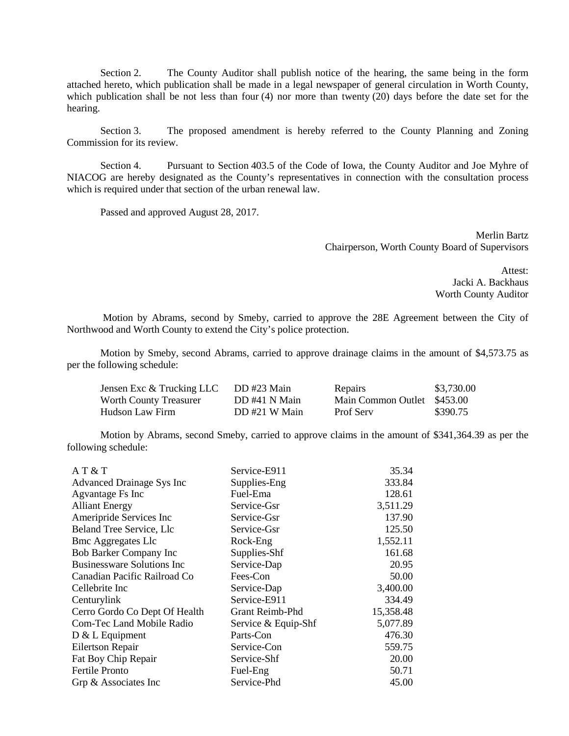Section 2. The County Auditor shall publish notice of the hearing, the same being in the form attached hereto, which publication shall be made in a legal newspaper of general circulation in Worth County, which publication shall be not less than four (4) nor more than twenty (20) days before the date set for the hearing.

Section 3. The proposed amendment is hereby referred to the County Planning and Zoning Commission for its review.

Section 4. Pursuant to Section 403.5 of the Code of Iowa, the County Auditor and Joe Myhre of NIACOG are hereby designated as the County's representatives in connection with the consultation process which is required under that section of the urban renewal law.

Passed and approved August 28, 2017.

Merlin Bartz
Chairperson, Worth County Board of Supervisors

Attest:
Jacki A. Backhaus
Worth County Auditor

Motion by Abrams, second by Smeby, carried to approve the 28E Agreement between the City of Northwood and Worth County to extend the City's police protection.

Motion by Smeby, second Abrams, carried to approve drainage claims in the amount of $4,573.75 as per the following schedule:

| | | | |
|---|---|---|---|
| Jensen Exc & Trucking LLC | DD #23 Main | Repairs | $3,730.00 |
| Worth County Treasurer | DD #41 N Main | Main Common Outlet | $453.00 |
| Hudson Law Firm | DD #21 W Main | Prof Serv | $390.75 |

Motion by Abrams, second Smeby, carried to approve claims in the amount of $341,364.39 as per the following schedule:

| | | |
|---|---|---|
| A T & T | Service-E911 | 35.34 |
| Advanced Drainage Sys Inc | Supplies-Eng | 333.84 |
| Agvantage Fs Inc | Fuel-Ema | 128.61 |
| Alliant Energy | Service-Gsr | 3,511.29 |
| Ameripride Services Inc | Service-Gsr | 137.90 |
| Beland Tree Service, Llc | Service-Gsr | 125.50 |
| Bmc Aggregates Llc | Rock-Eng | 1,552.11 |
| Bob Barker Company Inc | Supplies-Shf | 161.68 |
| Businessware Solutions Inc | Service-Dap | 20.95 |
| Canadian Pacific Railroad Co | Fees-Con | 50.00 |
| Cellebrite Inc | Service-Dap | 3,400.00 |
| Centurylink | Service-E911 | 334.49 |
| Cerro Gordo Co Dept Of Health | Grant Reimb-Phd | 15,358.48 |
| Com-Tec Land Mobile Radio | Service & Equip-Shf | 5,077.89 |
| D & L Equipment | Parts-Con | 476.30 |
| Eilertson Repair | Service-Con | 559.75 |
| Fat Boy Chip Repair | Service-Shf | 20.00 |
| Fertile Pronto | Fuel-Eng | 50.71 |
| Grp & Associates Inc | Service-Phd | 45.00 |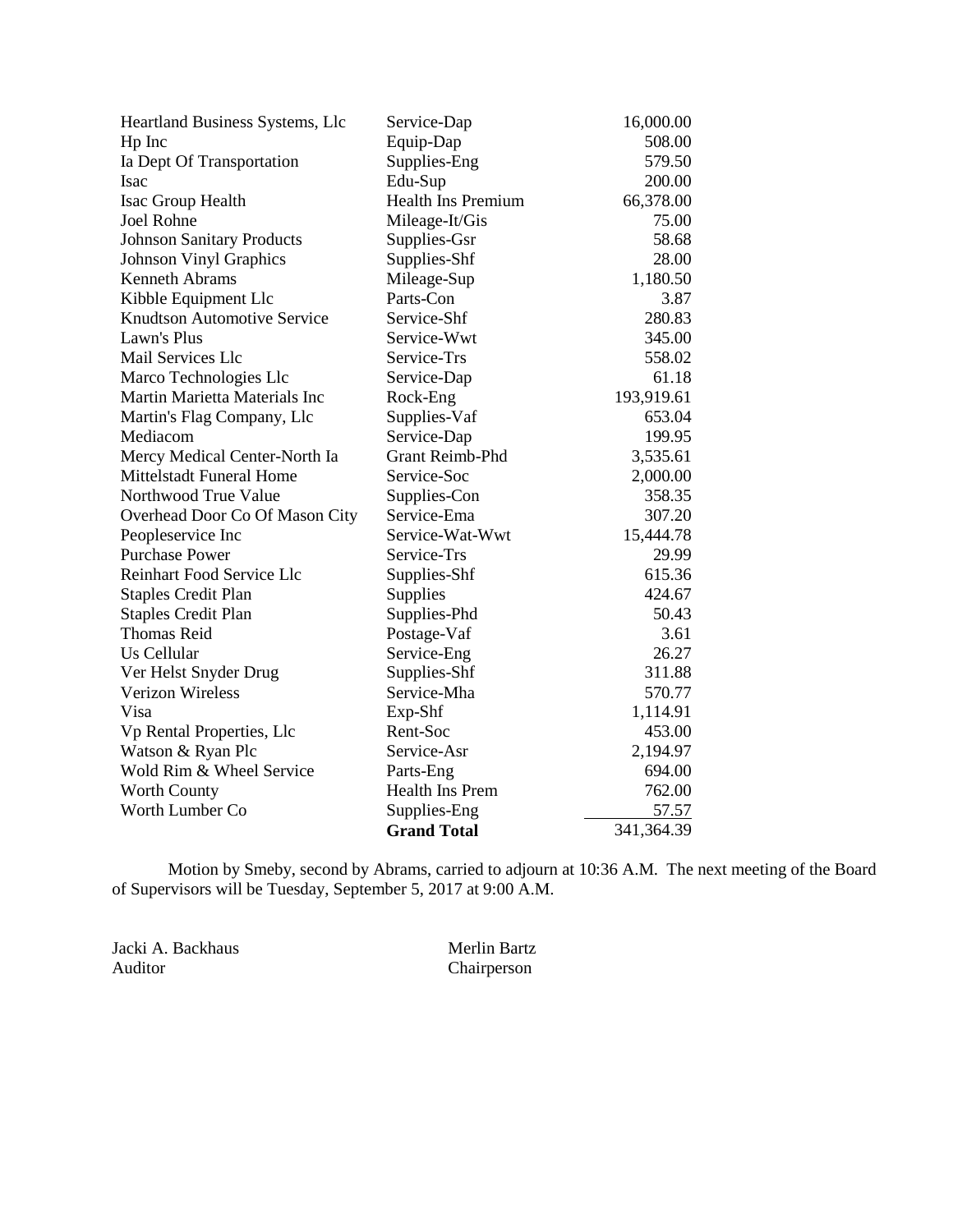| | | |
|---|---|---|
| Heartland Business Systems, Llc | Service-Dap | 16,000.00 |
| Hp Inc | Equip-Dap | 508.00 |
| Ia Dept Of Transportation | Supplies-Eng | 579.50 |
| Isac | Edu-Sup | 200.00 |
| Isac Group Health | Health Ins Premium | 66,378.00 |
| Joel Rohne | Mileage-It/Gis | 75.00 |
| Johnson Sanitary Products | Supplies-Gsr | 58.68 |
| Johnson Vinyl Graphics | Supplies-Shf | 28.00 |
| Kenneth Abrams | Mileage-Sup | 1,180.50 |
| Kibble Equipment Llc | Parts-Con | 3.87 |
| Knudtson Automotive Service | Service-Shf | 280.83 |
| Lawn's Plus | Service-Wwt | 345.00 |
| Mail Services Llc | Service-Trs | 558.02 |
| Marco Technologies Llc | Service-Dap | 61.18 |
| Martin Marietta Materials Inc | Rock-Eng | 193,919.61 |
| Martin's Flag Company, Llc | Supplies-Vaf | 653.04 |
| Mediacom | Service-Dap | 199.95 |
| Mercy Medical Center-North Ia | Grant Reimb-Phd | 3,535.61 |
| Mittelstadt Funeral Home | Service-Soc | 2,000.00 |
| Northwood True Value | Supplies-Con | 358.35 |
| Overhead Door Co Of Mason City | Service-Ema | 307.20 |
| Peopleservice Inc | Service-Wat-Wwt | 15,444.78 |
| Purchase Power | Service-Trs | 29.99 |
| Reinhart Food Service Llc | Supplies-Shf | 615.36 |
| Staples Credit Plan | Supplies | 424.67 |
| Staples Credit Plan | Supplies-Phd | 50.43 |
| Thomas Reid | Postage-Vaf | 3.61 |
| Us Cellular | Service-Eng | 26.27 |
| Ver Helst Snyder Drug | Supplies-Shf | 311.88 |
| Verizon Wireless | Service-Mha | 570.77 |
| Visa | Exp-Shf | 1,114.91 |
| Vp Rental Properties, Llc | Rent-Soc | 453.00 |
| Watson & Ryan Plc | Service-Asr | 2,194.97 |
| Wold Rim & Wheel Service | Parts-Eng | 694.00 |
| Worth County | Health Ins Prem | 762.00 |
| Worth Lumber Co | Supplies-Eng | 57.57 |
| | **Grand Total** | 341,364.39 |

Motion by Smeby, second by Abrams, carried to adjourn at 10:36 A.M. The next meeting of the Board of Supervisors will be Tuesday, September 5, 2017 at 9:00 A.M.

Jacki A. Backhaus
Auditor

Merlin Bartz
Chairperson